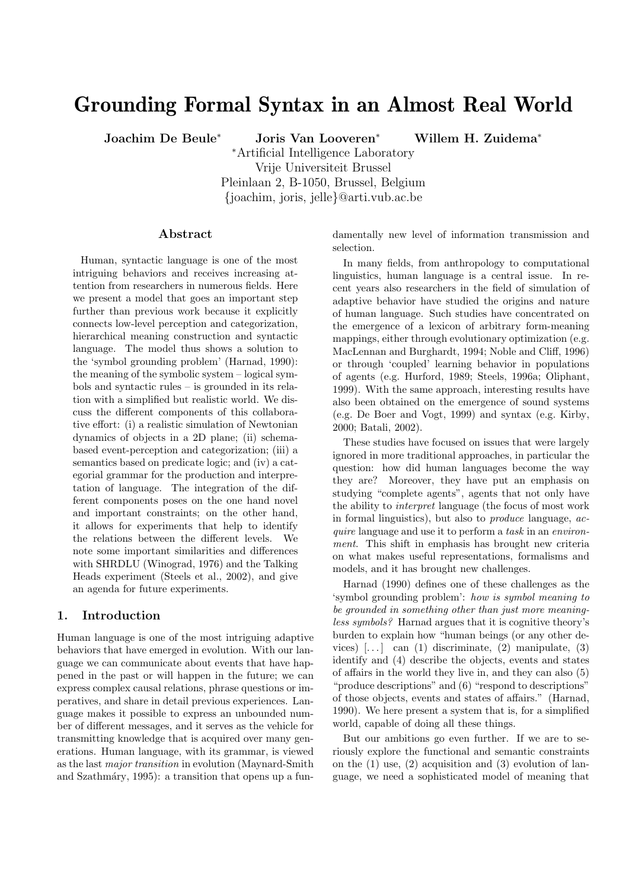# Grounding Formal Syntax in an Almost Real World

**Joachim De Beule*** **Joris Van Looveren*** **Willem H. Zuidema***

*Artificial Intelligence Laboratory
Vrije Universiteit Brussel
Pleinlaan 2, B-1050, Brussel, Belgium
{joachim, joris, jelle}@arti.vub.ac.be

## Abstract

Human, syntactic language is one of the most intriguing behaviors and receives increasing attention from researchers in numerous fields. Here we present a model that goes an important step further than previous work because it explicitly connects low-level perception and categorization, hierarchical meaning construction and syntactic language. The model thus shows a solution to the 'symbol grounding problem' (Harnad, 1990): the meaning of the symbolic system – logical symbols and syntactic rules – is grounded in its relation with a simplified but realistic world. We discuss the different components of this collaborative effort: (i) a realistic simulation of Newtonian dynamics of objects in a 2D plane; (ii) schema-based event-perception and categorization; (iii) a semantics based on predicate logic; and (iv) a categorial grammar for the production and interpretation of language. The integration of the different components poses on the one hand novel and important constraints; on the other hand, it allows for experiments that help to identify the relations between the different levels. We note some important similarities and differences with SHRDLU (Winograd, 1976) and the Talking Heads experiment (Steels et al., 2002), and give an agenda for future experiments.

## 1. Introduction

Human language is one of the most intriguing adaptive behaviors that have emerged in evolution. With our language we can communicate about events that have happened in the past or will happen in the future; we can express complex causal relations, phrase questions or imperatives, and share in detail previous experiences. Language makes it possible to express an unbounded number of different messages, and it serves as the vehicle for transmitting knowledge that is acquired over many generations. Human language, with its grammar, is viewed as the last *major transition* in evolution (Maynard-Smith and Szathmáry, 1995): a transition that opens up a fundamentally new level of information transmission and selection.

In many fields, from anthropology to computational linguistics, human language is a central issue. In recent years also researchers in the field of simulation of adaptive behavior have studied the origins and nature of human language. Such studies have concentrated on the emergence of a lexicon of arbitrary form-meaning mappings, either through evolutionary optimization (e.g. MacLennan and Burghardt, 1994; Noble and Cliff, 1996) or through 'coupled' learning behavior in populations of agents (e.g. Hurford, 1989; Steels, 1996a; Oliphant, 1999). With the same approach, interesting results have also been obtained on the emergence of sound systems (e.g. De Boer and Vogt, 1999) and syntax (e.g. Kirby, 2000; Batali, 2002).

These studies have focused on issues that were largely ignored in more traditional approaches, in particular the question: how did human languages become the way they are? Moreover, they have put an emphasis on studying "complete agents", agents that not only have the ability to *interpret* language (the focus of most work in formal linguistics), but also to *produce* language, *acquire* language and use it to perform a *task* in an *environment*. This shift in emphasis has brought new criteria on what makes useful representations, formalisms and models, and it has brought new challenges.

Harnad (1990) defines one of these challenges as the 'symbol grounding problem': *how is symbol meaning to be grounded in something other than just more meaningless symbols?* Harnad argues that it is cognitive theory's burden to explain how "human beings (or any other devices) [. . . ] can (1) discriminate, (2) manipulate, (3) identify and (4) describe the objects, events and states of affairs in the world they live in, and they can also (5) "produce descriptions" and (6) "respond to descriptions" of those objects, events and states of affairs." (Harnad, 1990). We here present a system that is, for a simplified world, capable of doing all these things.

But our ambitions go even further. If we are to seriously explore the functional and semantic constraints on the (1) use, (2) acquisition and (3) evolution of language, we need a sophisticated model of meaning that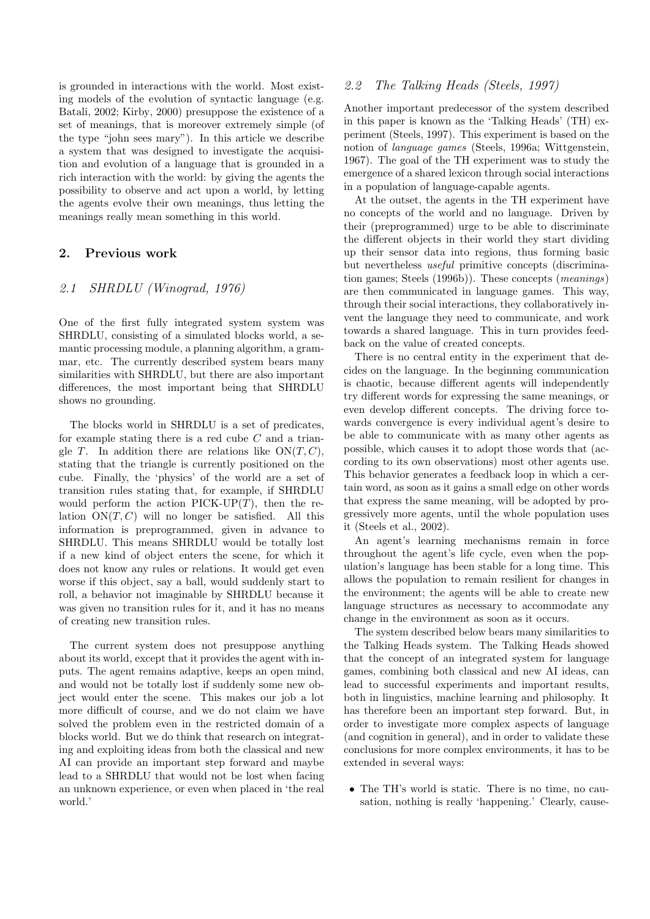is grounded in interactions with the world. Most existing models of the evolution of syntactic language (e.g. Batali, 2002; Kirby, 2000) presuppose the existence of a set of meanings, that is moreover extremely simple (of the type "john sees mary"). In this article we describe a system that was designed to investigate the acquisition and evolution of a language that is grounded in a rich interaction with the world: by giving the agents the possibility to observe and act upon a world, by letting the agents evolve their own meanings, thus letting the meanings really mean something in this world.

## 2. Previous work

### 2.1 SHRDLU (Winograd, 1976)

One of the first fully integrated system system was SHRDLU, consisting of a simulated blocks world, a semantic processing module, a planning algorithm, a grammar, etc. The currently described system bears many similarities with SHRDLU, but there are also important differences, the most important being that SHRDLU shows no grounding.

The blocks world in SHRDLU is a set of predicates, for example stating there is a red cube $C$ and a triangle $T$. In addition there are relations like $\mathrm{ON}(T, C)$, stating that the triangle is currently positioned on the cube. Finally, the 'physics' of the world are a set of transition rules stating that, for example, if SHRDLU would perform the action $\text{PICK-UP}(T)$, then the relation $\mathrm{ON}(T, C)$ will no longer be satisfied. All this information is preprogrammed, given in advance to SHRDLU. This means SHRDLU would be totally lost if a new kind of object enters the scene, for which it does not know any rules or relations. It would get even worse if this object, say a ball, would suddenly start to roll, a behavior not imaginable by SHRDLU because it was given no transition rules for it, and it has no means of creating new transition rules.

The current system does not presuppose anything about its world, except that it provides the agent with inputs. The agent remains adaptive, keeps an open mind, and would not be totally lost if suddenly some new object would enter the scene. This makes our job a lot more difficult of course, and we do not claim we have solved the problem even in the restricted domain of a blocks world. But we do think that research on integrating and exploiting ideas from both the classical and new AI can provide an important step forward and maybe lead to a SHRDLU that would not be lost when facing an unknown experience, or even when placed in 'the real world.'

### 2.2 The Talking Heads (Steels, 1997)

Another important predecessor of the system described in this paper is known as the 'Talking Heads' (TH) experiment (Steels, 1997). This experiment is based on the notion of *language games* (Steels, 1996a; Wittgenstein, 1967). The goal of the TH experiment was to study the emergence of a shared lexicon through social interactions in a population of language-capable agents.

At the outset, the agents in the TH experiment have no concepts of the world and no language. Driven by their (preprogrammed) urge to be able to discriminate the different objects in their world they start dividing up their sensor data into regions, thus forming basic but nevertheless *useful* primitive concepts (discrimination games; Steels (1996b)). These concepts (*meanings*) are then communicated in language games. This way, through their social interactions, they collaboratively invent the language they need to communicate, and work towards a shared language. This in turn provides feedback on the value of created concepts.

There is no central entity in the experiment that decides on the language. In the beginning communication is chaotic, because different agents will independently try different words for expressing the same meanings, or even develop different concepts. The driving force towards convergence is every individual agent's desire to be able to communicate with as many other agents as possible, which causes it to adopt those words that (according to its own observations) most other agents use. This behavior generates a feedback loop in which a certain word, as soon as it gains a small edge on other words that express the same meaning, will be adopted by progressively more agents, until the whole population uses it (Steels et al., 2002).

An agent's learning mechanisms remain in force throughout the agent's life cycle, even when the population's language has been stable for a long time. This allows the population to remain resilient for changes in the environment; the agents will be able to create new language structures as necessary to accommodate any change in the environment as soon as it occurs.

The system described below bears many similarities to the Talking Heads system. The Talking Heads showed that the concept of an integrated system for language games, combining both classical and new AI ideas, can lead to successful experiments and important results, both in linguistics, machine learning and philosophy. It has therefore been an important step forward. But, in order to investigate more complex aspects of language (and cognition in general), and in order to validate these conclusions for more complex environments, it has to be extended in several ways:

- The TH's world is static. There is no time, no causation, nothing is really 'happening.' Clearly, cause-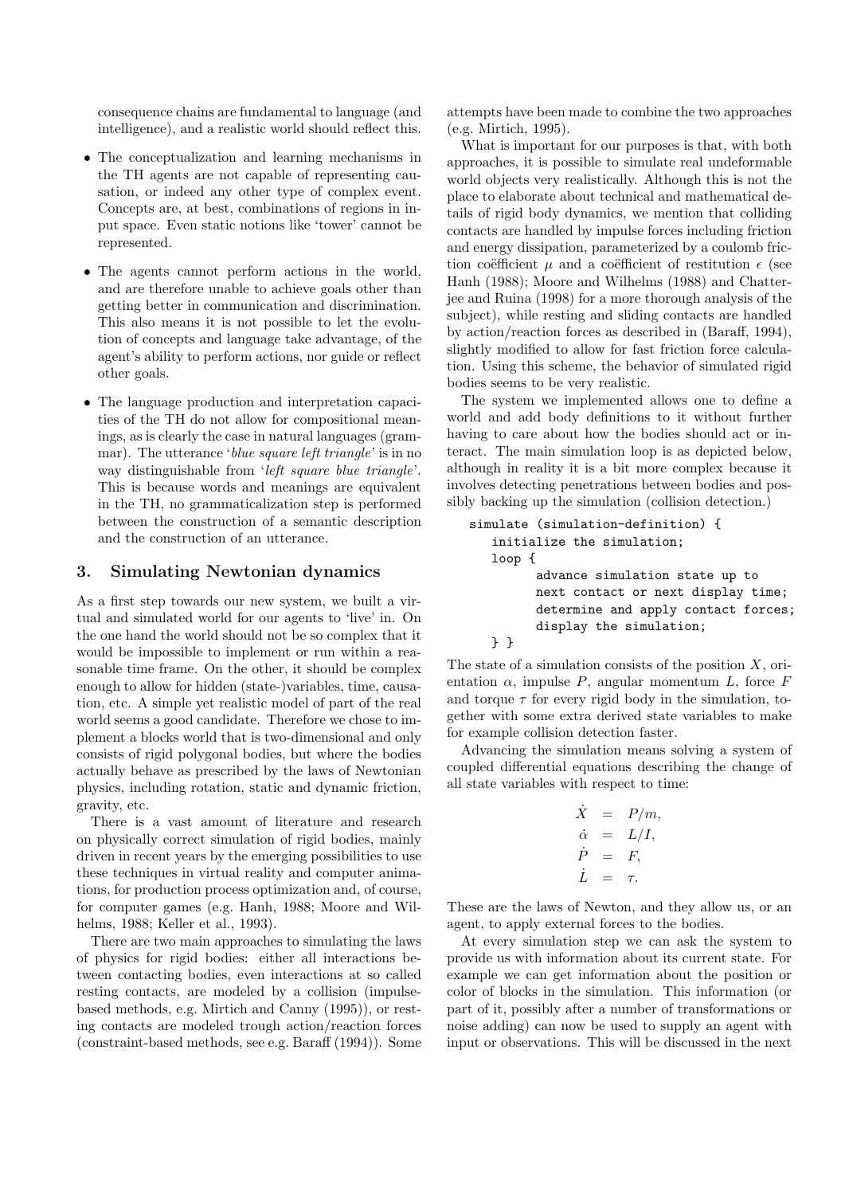consequence chains are fundamental to language (and intelligence), and a realistic world should reflect this.

- The conceptualization and learning mechanisms in the TH agents are not capable of representing causation, or indeed any other type of complex event. Concepts are, at best, combinations of regions in input space. Even static notions like 'tower' cannot be represented.

- The agents cannot perform actions in the world, and are therefore unable to achieve goals other than getting better in communication and discrimination. This also means it is not possible to let the evolution of concepts and language take advantage, of the agent's ability to perform actions, nor guide or reflect other goals.

- The language production and interpretation capacities of the TH do not allow for compositional meanings, as is clearly the case in natural languages (grammar). The utterance '*blue square left triangle*' is in no way distinguishable from '*left square blue triangle*'. This is because words and meanings are equivalent in the TH, no grammaticalization step is performed between the construction of a semantic description and the construction of an utterance.

## 3. Simulating Newtonian dynamics

As a first step towards our new system, we built a virtual and simulated world for our agents to 'live' in. On the one hand the world should not be so complex that it would be impossible to implement or run within a reasonable time frame. On the other, it should be complex enough to allow for hidden (state-)variables, time, causation, etc. A simple yet realistic model of part of the real world seems a good candidate. Therefore we chose to implement a blocks world that is two-dimensional and only consists of rigid polygonal bodies, but where the bodies actually behave as prescribed by the laws of Newtonian physics, including rotation, static and dynamic friction, gravity, etc.

There is a vast amount of literature and research on physically correct simulation of rigid bodies, mainly driven in recent years by the emerging possibilities to use these techniques in virtual reality and computer animations, for production process optimization and, of course, for computer games (e.g. Hanh, 1988; Moore and Wilhelms, 1988; Keller et al., 1993).

There are two main approaches to simulating the laws of physics for rigid bodies: either all interactions between contacting bodies, even interactions at so called resting contacts, are modeled by a collision (impulse-based methods, e.g. Mirtich and Canny (1995)), or resting contacts are modeled trough action/reaction forces (constraint-based methods, see e.g. Baraff (1994)). Some attempts have been made to combine the two approaches (e.g. Mirtich, 1995).

What is important for our purposes is that, with both approaches, it is possible to simulate real undeformable world objects very realistically. Although this is not the place to elaborate about technical and mathematical details of rigid body dynamics, we mention that colliding contacts are handled by impulse forces including friction and energy dissipation, parameterized by a coulomb friction coëfficient $\mu$ and a coëfficient of restitution $\epsilon$ (see Hanh (1988); Moore and Wilhelms (1988) and Chatterjee and Ruina (1998) for a more thorough analysis of the subject), while resting and sliding contacts are handled by action/reaction forces as described in (Baraff, 1994), slightly modified to allow for fast friction force calculation. Using this scheme, the behavior of simulated rigid bodies seems to be very realistic.

The system we implemented allows one to define a world and add body definitions to it without further having to care about how the bodies should act or interact. The main simulation loop is as depicted below, although in reality it is a bit more complex because it involves detecting penetrations between bodies and possibly backing up the simulation (collision detection.)

```
simulate (simulation-definition) {
   initialize the simulation;
   loop {
         advance simulation state up to
         next contact or next display time;
         determine and apply contact forces;
         display the simulation;
   } }
```

The state of a simulation consists of the position $X$, orientation $\alpha$, impulse $P$, angular momentum $L$, force $F$ and torque $\tau$ for every rigid body in the simulation, together with some extra derived state variables to make for example collision detection faster.

Advancing the simulation means solving a system of coupled differential equations describing the change of all state variables with respect to time:

$$
\begin{aligned}
\dot{X} &= P/m, \\
\dot{\alpha} &= L/I, \\
\dot{P} &= F, \\
\dot{L} &= \tau.
\end{aligned}
$$

These are the laws of Newton, and they allow us, or an agent, to apply external forces to the bodies.

At every simulation step we can ask the system to provide us with information about its current state. For example we can get information about the position or color of blocks in the simulation. This information (or part of it, possibly after a number of transformations or noise adding) can now be used to supply an agent with input or observations. This will be discussed in the next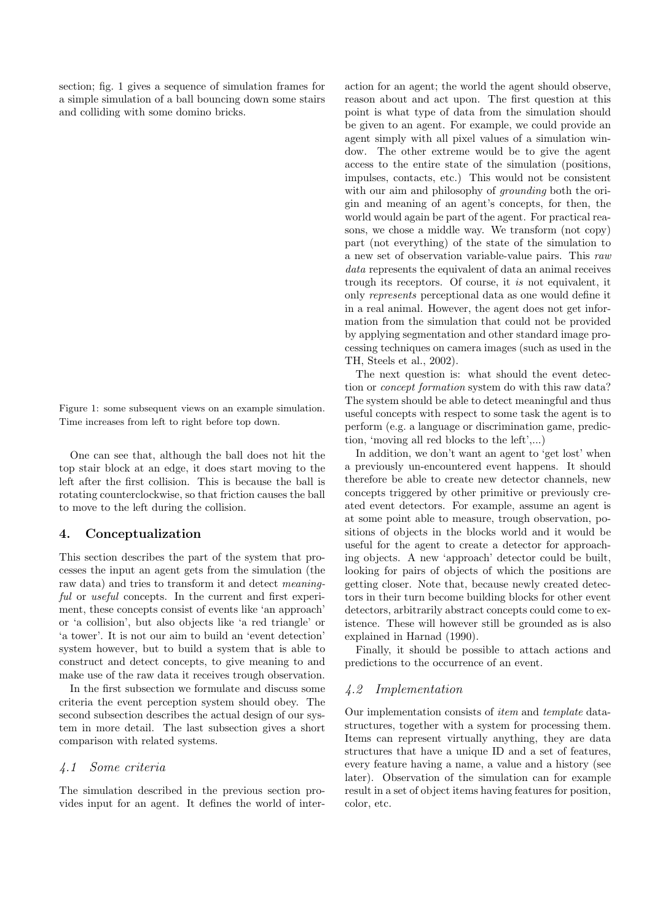section; fig. 1 gives a sequence of simulation frames for a simple simulation of a ball bouncing down some stairs and colliding with some domino bricks.

Figure 1: some subsequent views on an example simulation. Time increases from left to right before top down.

One can see that, although the ball does not hit the top stair block at an edge, it does start moving to the left after the first collision. This is because the ball is rotating counterclockwise, so that friction causes the ball to move to the left during the collision.

## 4. Conceptualization

This section describes the part of the system that processes the input an agent gets from the simulation (the raw data) and tries to transform it and detect *meaningful* or *useful* concepts. In the current and first experiment, these concepts consist of events like 'an approach' or 'a collision', but also objects like 'a red triangle' or 'a tower'. It is not our aim to build an 'event detection' system however, but to build a system that is able to construct and detect concepts, to give meaning to and make use of the raw data it receives trough observation.

In the first subsection we formulate and discuss some criteria the event perception system should obey. The second subsection describes the actual design of our system in more detail. The last subsection gives a short comparison with related systems.

### *4.1 Some criteria*

The simulation described in the previous section provides input for an agent. It defines the world of interaction for an agent; the world the agent should observe, reason about and act upon. The first question at this point is what type of data from the simulation should be given to an agent. For example, we could provide an agent simply with all pixel values of a simulation window. The other extreme would be to give the agent access to the entire state of the simulation (positions, impulses, contacts, etc.) This would not be consistent with our aim and philosophy of *grounding* both the origin and meaning of an agent's concepts, for then, the world would again be part of the agent. For practical reasons, we chose a middle way. We transform (not copy) part (not everything) of the state of the simulation to a new set of observation variable-value pairs. This *raw data* represents the equivalent of data an animal receives trough its receptors. Of course, it *is* not equivalent, it only *represents* perceptional data as one would define it in a real animal. However, the agent does not get information from the simulation that could not be provided by applying segmentation and other standard image processing techniques on camera images (such as used in the TH, Steels et al., 2002).

The next question is: what should the event detection or *concept formation* system do with this raw data? The system should be able to detect meaningful and thus useful concepts with respect to some task the agent is to perform (e.g. a language or discrimination game, prediction, 'moving all red blocks to the left',...)

In addition, we don't want an agent to 'get lost' when a previously un-encountered event happens. It should therefore be able to create new detector channels, new concepts triggered by other primitive or previously created event detectors. For example, assume an agent is at some point able to measure, trough observation, positions of objects in the blocks world and it would be useful for the agent to create a detector for approaching objects. A new 'approach' detector could be built, looking for pairs of objects of which the positions are getting closer. Note that, because newly created detectors in their turn become building blocks for other event detectors, arbitrarily abstract concepts could come to existence. These will however still be grounded as is also explained in Harnad (1990).

Finally, it should be possible to attach actions and predictions to the occurrence of an event.

### *4.2 Implementation*

Our implementation consists of *item* and *template* datastructures, together with a system for processing them. Items can represent virtually anything, they are data structures that have a unique ID and a set of features, every feature having a name, a value and a history (see later). Observation of the simulation can for example result in a set of object items having features for position, color, etc.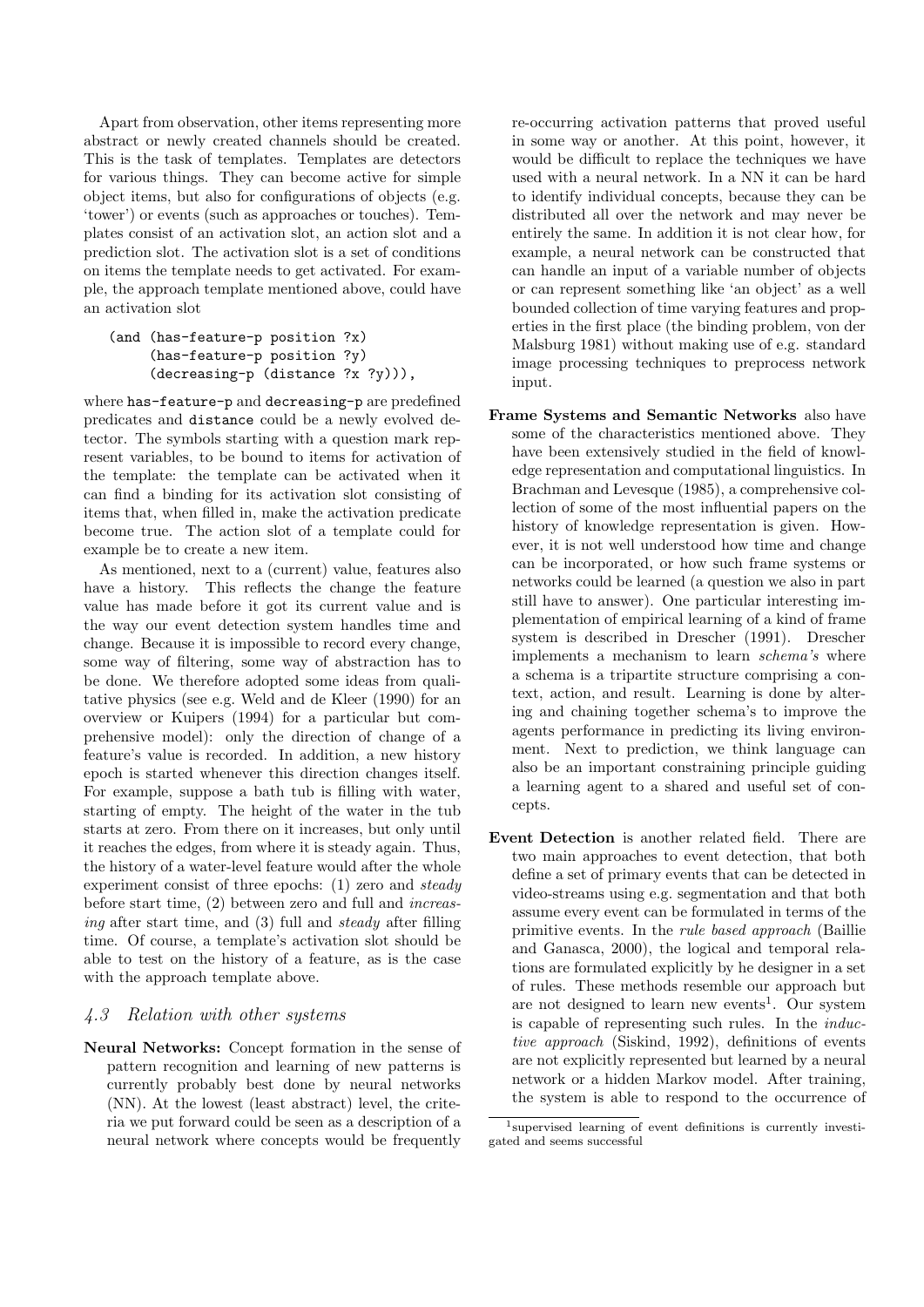Apart from observation, other items representing more abstract or newly created channels should be created. This is the task of templates. Templates are detectors for various things. They can become active for simple object items, but also for configurations of objects (e.g. 'tower') or events (such as approaches or touches). Templates consist of an activation slot, an action slot and a prediction slot. The activation slot is a set of conditions on items the template needs to get activated. For example, the approach template mentioned above, could have an activation slot

```
(and (has-feature-p position ?x)
     (has-feature-p position ?y)
     (decreasing-p (distance ?x ?y))),
```

where `has-feature-p` and `decreasing-p` are predefined predicates and `distance` could be a newly evolved detector. The symbols starting with a question mark represent variables, to be bound to items for activation of the template: the template can be activated when it can find a binding for its activation slot consisting of items that, when filled in, make the activation predicate become true. The action slot of a template could for example be to create a new item.

As mentioned, next to a (current) value, features also have a history. This reflects the change the feature value has made before it got its current value and is the way our event detection system handles time and change. Because it is impossible to record every change, some way of filtering, some way of abstraction has to be done. We therefore adopted some ideas from qualitative physics (see e.g. Weld and de Kleer (1990) for an overview or Kuipers (1994) for a particular but comprehensive model): only the direction of change of a feature's value is recorded. In addition, a new history epoch is started whenever this direction changes itself. For example, suppose a bath tub is filling with water, starting of empty. The height of the water in the tub starts at zero. From there on it increases, but only until it reaches the edges, from where it is steady again. Thus, the history of a water-level feature would after the whole experiment consist of three epochs: (1) zero and *steady* before start time, (2) between zero and full and *increasing* after start time, and (3) full and *steady* after filling time. Of course, a template's activation slot should be able to test on the history of a feature, as is the case with the approach template above.

### 4.3 Relation with other systems

**Neural Networks:** Concept formation in the sense of pattern recognition and learning of new patterns is currently probably best done by neural networks (NN). At the lowest (least abstract) level, the criteria we put forward could be seen as a description of a neural network where concepts would be frequently re-occurring activation patterns that proved useful in some way or another. At this point, however, it would be difficult to replace the techniques we have used with a neural network. In a NN it can be hard to identify individual concepts, because they can be distributed all over the network and may never be entirely the same. In addition it is not clear how, for example, a neural network can be constructed that can handle an input of a variable number of objects or can represent something like 'an object' as a well bounded collection of time varying features and properties in the first place (the binding problem, von der Malsburg 1981) without making use of e.g. standard image processing techniques to preprocess network input.

**Frame Systems and Semantic Networks** also have some of the characteristics mentioned above. They have been extensively studied in the field of knowledge representation and computational linguistics. In Brachman and Levesque (1985), a comprehensive collection of some of the most influential papers on the history of knowledge representation is given. However, it is not well understood how time and change can be incorporated, or how such frame systems or networks could be learned (a question we also in part still have to answer). One particular interesting implementation of empirical learning of a kind of frame system is described in Drescher (1991). Drescher implements a mechanism to learn *schema's* where a schema is a tripartite structure comprising a context, action, and result. Learning is done by altering and chaining together schema's to improve the agents performance in predicting its living environment. Next to prediction, we think language can also be an important constraining principle guiding a learning agent to a shared and useful set of concepts.

**Event Detection** is another related field. There are two main approaches to event detection, that both define a set of primary events that can be detected in video-streams using e.g. segmentation and that both assume every event can be formulated in terms of the primitive events. In the *rule based approach* (Baillie and Ganasca, 2000), the logical and temporal relations are formulated explicitly by he designer in a set of rules. These methods resemble our approach but are not designed to learn new events[1]. Our system is capable of representing such rules. In the *inductive approach* (Siskind, 1992), definitions of events are not explicitly represented but learned by a neural network or a hidden Markov model. After training, the system is able to respond to the occurrence of

[1] supervised learning of event definitions is currently investigated and seems successful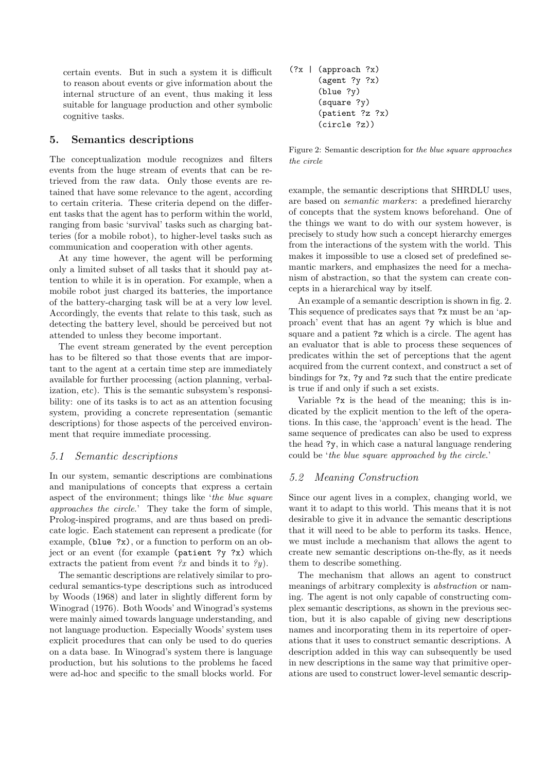certain events. But in such a system it is difficult to reason about events or give information about the internal structure of an event, thus making it less suitable for language production and other symbolic cognitive tasks.

## 5. Semantics descriptions

The conceptualization module recognizes and filters events from the huge stream of events that can be retrieved from the raw data. Only those events are retained that have some relevance to the agent, according to certain criteria. These criteria depend on the different tasks that the agent has to perform within the world, ranging from basic 'survival' tasks such as charging batteries (for a mobile robot), to higher-level tasks such as communication and cooperation with other agents.

At any time however, the agent will be performing only a limited subset of all tasks that it should pay attention to while it is in operation. For example, when a mobile robot just charged its batteries, the importance of the battery-charging task will be at a very low level. Accordingly, the events that relate to this task, such as detecting the battery level, should be perceived but not attended to unless they become important.

The event stream generated by the event perception has to be filtered so that those events that are important to the agent at a certain time step are immediately available for further processing (action planning, verbalization, etc). This is the semantic subsystem's responsibility: one of its tasks is to act as an attention focusing system, providing a concrete representation (semantic descriptions) for those aspects of the perceived environment that require immediate processing.

### 5.1 Semantic descriptions

In our system, semantic descriptions are combinations and manipulations of concepts that express a certain aspect of the environment; things like '*the blue square approaches the circle*.' They take the form of simple, Prolog-inspired programs, and are thus based on predicate logic. Each statement can represent a predicate (for example, `(blue ?x)`, or a function to perform on an object or an event (for example `(patient ?y ?x)` which extracts the patient from event *?x* and binds it to *?y*).

The semantic descriptions are relatively similar to procedural semantics-type descriptions such as introduced by Woods (1968) and later in slightly different form by Winograd (1976). Both Woods' and Winograd's systems were mainly aimed towards language understanding, and not language production. Especially Woods' system uses explicit procedures that can only be used to do queries on a data base. In Winograd's system there is language production, but his solutions to the problems he faced were ad-hoc and specific to the small blocks world. For example, the semantic descriptions that SHRDLU uses, are based on *semantic markers*: a predefined hierarchy of concepts that the system knows beforehand. One of the things we want to do with our system however, is precisely to study how such a concept hierarchy emerges from the interactions of the system with the world. This makes it impossible to use a closed set of predefined semantic markers, and emphasizes the need for a mechanism of abstraction, so that the system can create concepts in a hierarchical way by itself.

```
(?x | (approach ?x)
      (agent ?y ?x)
      (blue ?y)
      (square ?y)
      (patient ?z ?x)
      (circle ?z))
```

Figure 2: Semantic description for *the blue square approaches the circle*

An example of a semantic description is shown in fig. 2. This sequence of predicates says that `?x` must be an 'approach' event that has an agent `?y` which is blue and square and a patient `?z` which is a circle. The agent has an evaluator that is able to process these sequences of predicates within the set of perceptions that the agent acquired from the current context, and construct a set of bindings for `?x`, `?y` and `?z` such that the entire predicate is true if and only if such a set exists.

Variable `?x` is the head of the meaning; this is indicated by the explicit mention to the left of the operations. In this case, the 'approach' event is the head. The same sequence of predicates can also be used to express the head `?y`, in which case a natural language rendering could be '*the blue square approached by the circle.*'

### 5.2 Meaning Construction

Since our agent lives in a complex, changing world, we want it to adapt to this world. This means that it is not desirable to give it in advance the semantic descriptions that it will need to be able to perform its tasks. Hence, we must include a mechanism that allows the agent to create new semantic descriptions on-the-fly, as it needs them to describe something.

The mechanism that allows an agent to construct meanings of arbitrary complexity is *abstraction* or naming. The agent is not only capable of constructing complex semantic descriptions, as shown in the previous section, but it is also capable of giving new descriptions names and incorporating them in its repertoire of operations that it uses to construct semantic descriptions. A description added in this way can subsequently be used in new descriptions in the same way that primitive operations are used to construct lower-level semantic descrip-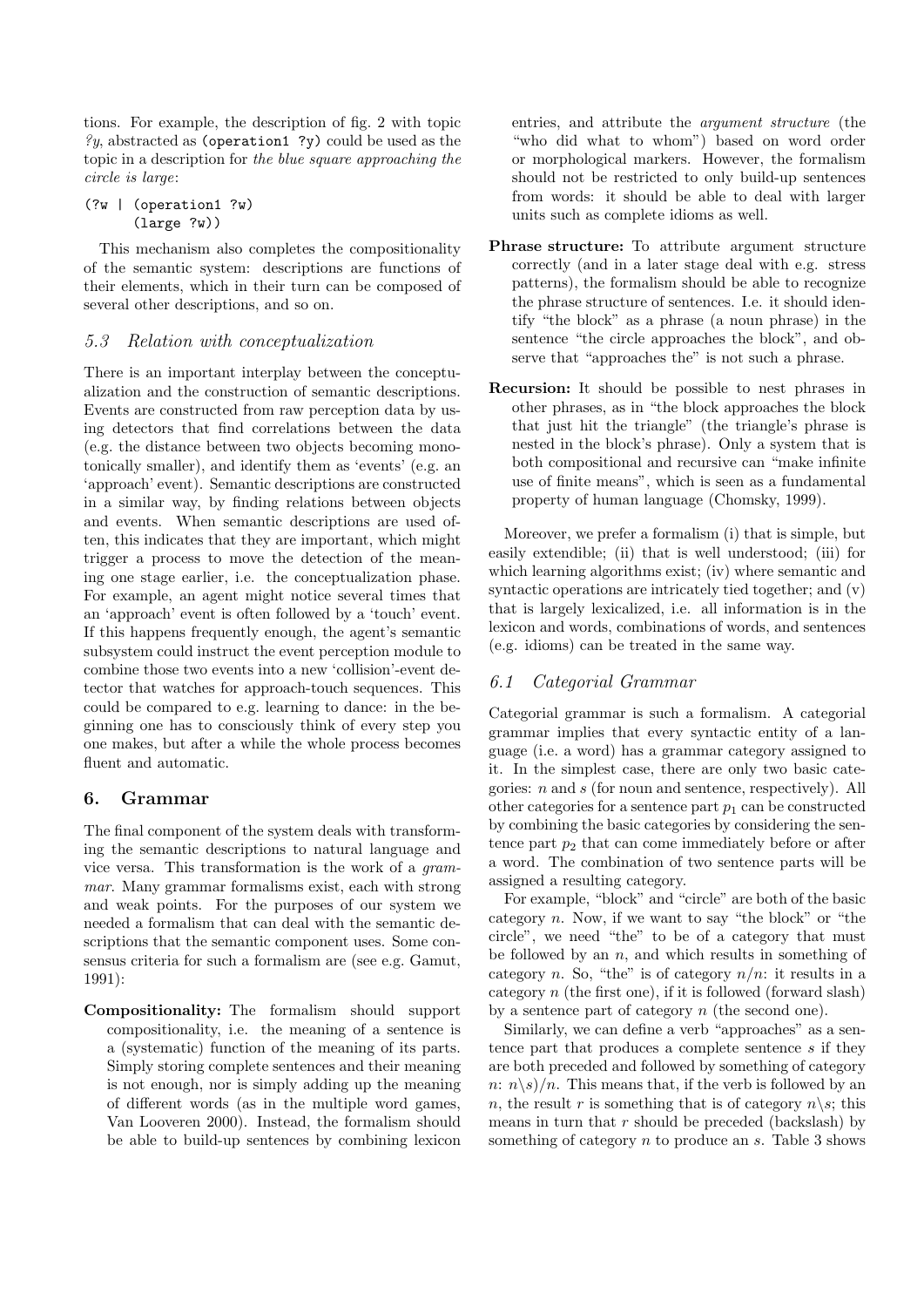tions. For example, the description of fig. 2 with topic *?y*, abstracted as (operation1 ?y) could be used as the topic in a description for *the blue square approaching the circle is large*:

```
(?w | (operation1 ?w)
      (large ?w))
```

This mechanism also completes the compositionality of the semantic system: descriptions are functions of their elements, which in their turn can be composed of several other descriptions, and so on.

### 5.3 Relation with conceptualization

There is an important interplay between the conceptualization and the construction of semantic descriptions. Events are constructed from raw perception data by using detectors that find correlations between the data (e.g. the distance between two objects becoming monotonically smaller), and identify them as 'events' (e.g. an 'approach' event). Semantic descriptions are constructed in a similar way, by finding relations between objects and events. When semantic descriptions are used often, this indicates that they are important, which might trigger a process to move the detection of the meaning one stage earlier, i.e. the conceptualization phase. For example, an agent might notice several times that an 'approach' event is often followed by a 'touch' event. If this happens frequently enough, the agent's semantic subsystem could instruct the event perception module to combine those two events into a new 'collision'-event detector that watches for approach-touch sequences. This could be compared to e.g. learning to dance: in the beginning one has to consciously think of every step you one makes, but after a while the whole process becomes fluent and automatic.

## 6. Grammar

The final component of the system deals with transforming the semantic descriptions to natural language and vice versa. This transformation is the work of a *grammar*. Many grammar formalisms exist, each with strong and weak points. For the purposes of our system we needed a formalism that can deal with the semantic descriptions that the semantic component uses. Some consensus criteria for such a formalism are (see e.g. Gamut, 1991):

- **Compositionality:** The formalism should support compositionality, i.e. the meaning of a sentence is a (systematic) function of the meaning of its parts. Simply storing complete sentences and their meaning is not enough, nor is simply adding up the meaning of different words (as in the multiple word games, Van Looveren 2000). Instead, the formalism should be able to build-up sentences by combining lexicon entries, and attribute the *argument structure* (the "who did what to whom") based on word order or morphological markers. However, the formalism should not be restricted to only build-up sentences from words: it should be able to deal with larger units such as complete idioms as well.
- **Phrase structure:** To attribute argument structure correctly (and in a later stage deal with e.g. stress patterns), the formalism should be able to recognize the phrase structure of sentences. I.e. it should identify "the block" as a phrase (a noun phrase) in the sentence "the circle approaches the block", and observe that "approaches the" is not such a phrase.
- **Recursion:** It should be possible to nest phrases in other phrases, as in "the block approaches the block that just hit the triangle" (the triangle's phrase is nested in the block's phrase). Only a system that is both compositional and recursive can "make infinite use of finite means", which is seen as a fundamental property of human language (Chomsky, 1999).

Moreover, we prefer a formalism (i) that is simple, but easily extendible; (ii) that is well understood; (iii) for which learning algorithms exist; (iv) where semantic and syntactic operations are intricately tied together; and (v) that is largely lexicalized, i.e. all information is in the lexicon and words, combinations of words, and sentences (e.g. idioms) can be treated in the same way.

### 6.1 Categorial Grammar

Categorial grammar is such a formalism. A categorial grammar implies that every syntactic entity of a language (i.e. a word) has a grammar category assigned to it. In the simplest case, there are only two basic categories: $n$ and $s$ (for noun and sentence, respectively). All other categories for a sentence part $p_1$ can be constructed by combining the basic categories by considering the sentence part $p_2$ that can come immediately before or after a word. The combination of two sentence parts will be assigned a resulting category.

For example, "block" and "circle" are both of the basic category $n$. Now, if we want to say "the block" or "the circle", we need "the" to be of a category that must be followed by an $n$, and which results in something of category $n$. So, "the" is of category $n/n$: it results in a category $n$ (the first one), if it is followed (forward slash) by a sentence part of category $n$ (the second one).

Similarly, we can define a verb "approaches" as a sentence part that produces a complete sentence $s$ if they are both preceded and followed by something of category $n$: $n\backslash s)/n$. This means that, if the verb is followed by an $n$, the result $r$ is something that is of category $n\backslash s$; this means in turn that $r$ should be preceded (backslash) by something of category $n$ to produce an $s$. Table 3 shows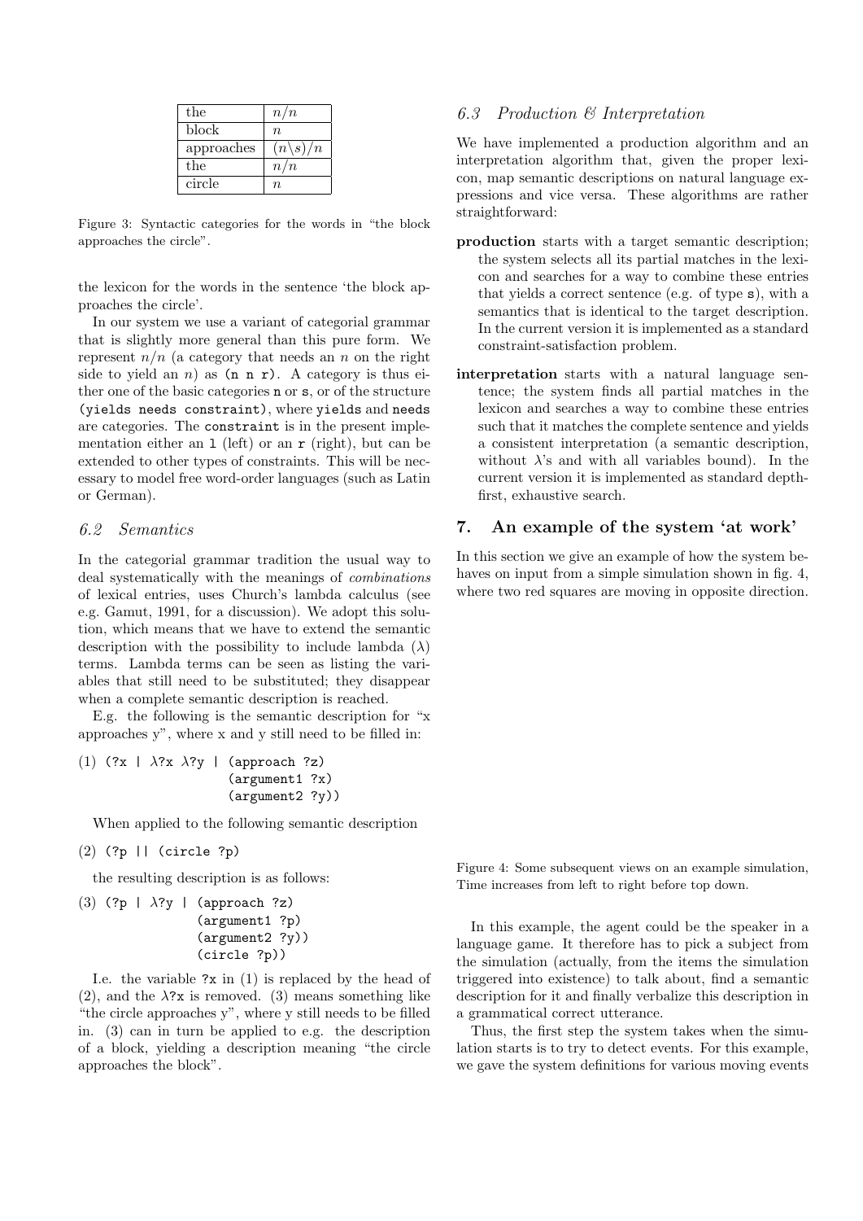| the | $n/n$ |
|---|---|
| block | $n$ |
| approaches | $(n\backslash s)/n$ |
| the | $n/n$ |
| circle | $n$ |

Figure 3: Syntactic categories for the words in "the block approaches the circle".

the lexicon for the words in the sentence 'the block approaches the circle'.

In our system we use a variant of categorial grammar that is slightly more general than this pure form. We represent $n/n$ (a category that needs an $n$ on the right side to yield an $n$) as `(n n r)`. A category is thus either one of the basic categories `n` or `s`, or of the structure `(yields needs constraint)`, where `yields` and `needs` are categories. The `constraint` is in the present implementation either an `l` (left) or an `r` (right), but can be extended to other types of constraints. This will be necessary to model free word-order languages (such as Latin or German).

### 6.2 Semantics

In the categorial grammar tradition the usual way to deal systematically with the meanings of *combinations* of lexical entries, uses Church's lambda calculus (see e.g. Gamut, 1991, for a discussion). We adopt this solution, which means that we have to extend the semantic description with the possibility to include lambda ($\lambda$) terms. Lambda terms can be seen as listing the variables that still need to be substituted; they disappear when a complete semantic description is reached.

E.g. the following is the semantic description for "x approaches y", where x and y still need to be filled in:

```
(1) (?x | λ?x λ?y | (approach ?z)
                    (argument1 ?x)
                    (argument2 ?y))
```

When applied to the following semantic description

```
(2) (?p || (circle ?p)
```

the resulting description is as follows:

```
(3) (?p | λ?y | (approach ?z)
               (argument1 ?p)
               (argument2 ?y))
               (circle ?p))
```

I.e. the variable `?x` in (1) is replaced by the head of (2), and the `λ?x` is removed. (3) means something like "the circle approaches y", where y still needs to be filled in. (3) can in turn be applied to e.g. the description of a block, yielding a description meaning "the circle approaches the block".

### 6.3 Production & Interpretation

We have implemented a production algorithm and an interpretation algorithm that, given the proper lexicon, map semantic descriptions on natural language expressions and vice versa. These algorithms are rather straightforward:

**production** starts with a target semantic description; the system selects all its partial matches in the lexicon and searches for a way to combine these entries that yields a correct sentence (e.g. of type `s`), with a semantics that is identical to the target description. In the current version it is implemented as a standard constraint-satisfaction problem.

**interpretation** starts with a natural language sentence; the system finds all partial matches in the lexicon and searches a way to combine these entries such that it matches the complete sentence and yields a consistent interpretation (a semantic description, without $\lambda$'s and with all variables bound). In the current version it is implemented as standard depth-first, exhaustive search.

## 7. An example of the system 'at work'

In this section we give an example of how the system behaves on input from a simple simulation shown in fig. 4, where two red squares are moving in opposite direction.

Figure 4: Some subsequent views on an example simulation, Time increases from left to right before top down.

In this example, the agent could be the speaker in a language game. It therefore has to pick a subject from the simulation (actually, from the items the simulation triggered into existence) to talk about, find a semantic description for it and finally verbalize this description in a grammatical correct utterance.

Thus, the first step the system takes when the simulation starts is to try to detect events. For this example, we gave the system definitions for various moving events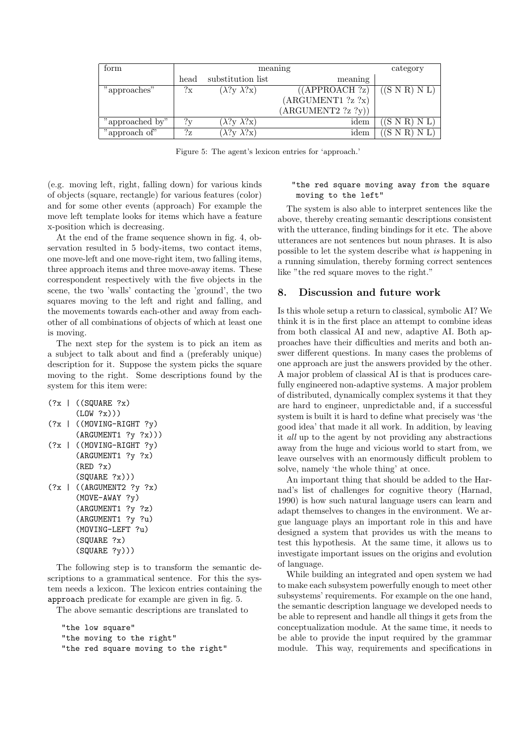| form | meaning | | | category |
|---|---|---|---|---|
| | head | substitution list | meaning | |
| "approaches" | ?x | ($\lambda$?y $\lambda$?x) | ((APPROACH ?z) (ARGUMENT1 ?z ?x) (ARGUMENT2 ?z ?y)) | ((S N R) N L) |
| "approached by" | ?y | ($\lambda$?y $\lambda$?x) | idem | ((S N R) N L) |
| "approach of" | ?z | ($\lambda$?y $\lambda$?x) | idem | ((S N R) N L) |

Figure 5: The agent's lexicon entries for 'approach.'

(e.g. moving left, right, falling down) for various kinds of objects (square, rectangle) for various features (color) and for some other events (approach) For example the move left template looks for items which have a feature x-position which is decreasing.

At the end of the frame sequence shown in fig. 4, observation resulted in 5 body-items, two contact items, one move-left and one move-right item, two falling items, three approach items and three move-away items. These correspondent respectively with the five objects in the scene, the two 'walls' contacting the 'ground', the two squares moving to the left and right and falling, and the movements towards each-other and away from each-other of all combinations of objects of which at least one is moving.

The next step for the system is to pick an item as a subject to talk about and find a (preferably unique) description for it. Suppose the system picks the square moving to the right. Some descriptions found by the system for this item were:

```
(?x | ((SQUARE ?x)
      (LOW ?x)))
(?x | ((MOVING-RIGHT ?y)
      (ARGUMENT1 ?y ?x)))
(?x | ((MOVING-RIGHT ?y)
      (ARGUMENT1 ?y ?x)
      (RED ?x)
      (SQUARE ?x)))
(?x | ((ARGUMENT2 ?y ?x)
      (MOVE-AWAY ?y)
      (ARGUMENT1 ?y ?z)
      (ARGUMENT1 ?y ?u)
      (MOVING-LEFT ?u)
      (SQUARE ?x)
      (SQUARE ?y)))
```

The following step is to transform the semantic descriptions to a grammatical sentence. For this the system needs a lexicon. The lexicon entries containing the `approach` predicate for example are given in fig. 5.

The above semantic descriptions are translated to

```
"the low square"
"the moving to the right"
"the red square moving to the right"
"the red square moving away from the square
 moving to the left"
```

The system is also able to interpret sentences like the above, thereby creating semantic descriptions consistent with the utterance, finding bindings for it etc. The above utterances are not sentences but noun phrases. It is also possible to let the system describe what *is* happening in a running simulation, thereby forming correct sentences like "the red square moves to the right."

## 8. Discussion and future work

Is this whole setup a return to classical, symbolic AI? We think it is in the first place an attempt to combine ideas from both classical AI and new, adaptive AI. Both approaches have their difficulties and merits and both answer different questions. In many cases the problems of one approach are just the answers provided by the other. A major problem of classical AI is that is produces carefully engineered non-adaptive systems. A major problem of distributed, dynamically complex systems it that they are hard to engineer, unpredictable and, if a successful system is built it is hard to define what precisely was 'the good idea' that made it all work. In addition, by leaving it *all* up to the agent by not providing any abstractions away from the huge and vicious world to start from, we leave ourselves with an enormously difficult problem to solve, namely 'the whole thing' at once.

An important thing that should be added to the Harnad's list of challenges for cognitive theory (Harnad, 1990) is how such natural language users can learn and adapt themselves to changes in the environment. We argue language plays an important role in this and have designed a system that provides us with the means to test this hypothesis. At the same time, it allows us to investigate important issues on the origins and evolution of language.

While building an integrated and open system we had to make each subsystem powerfully enough to meet other subsystems' requirements. For example on the one hand, the semantic description language we developed needs to be able to represent and handle all things it gets from the conceptualization module. At the same time, it needs to be able to provide the input required by the grammar module. This way, requirements and specifications in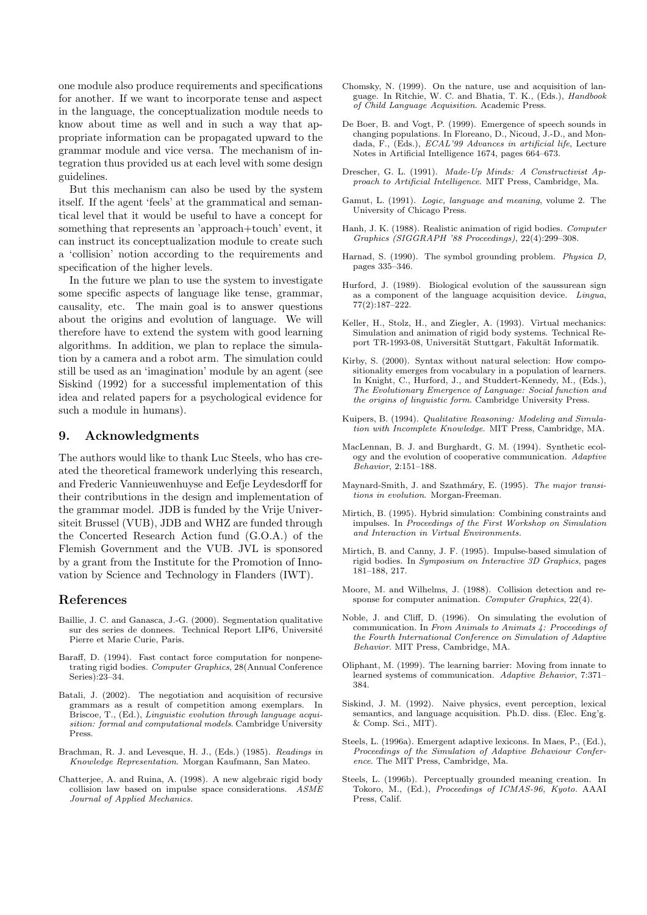one module also produce requirements and specifications for another. If we want to incorporate tense and aspect in the language, the conceptualization module needs to know about time as well and in such a way that appropriate information can be propagated upward to the grammar module and vice versa. The mechanism of integration thus provided us at each level with some design guidelines.

But this mechanism can also be used by the system itself. If the agent 'feels' at the grammatical and semantical level that it would be useful to have a concept for something that represents an 'approach+touch' event, it can instruct its conceptualization module to create such a 'collision' notion according to the requirements and specification of the higher levels.

In the future we plan to use the system to investigate some specific aspects of language like tense, grammar, causality, etc. The main goal is to answer questions about the origins and evolution of language. We will therefore have to extend the system with good learning algorithms. In addition, we plan to replace the simulation by a camera and a robot arm. The simulation could still be used as an 'imagination' module by an agent (see Siskind (1992) for a successful implementation of this idea and related papers for a psychological evidence for such a module in humans).

## 9. Acknowledgments

The authors would like to thank Luc Steels, who has created the theoretical framework underlying this research, and Frederic Vannieuwenhuyse and Eefje Leydesdorff for their contributions in the design and implementation of the grammar model. JDB is funded by the Vrije Universiteit Brussel (VUB), JDB and WHZ are funded through the Concerted Research Action fund (G.O.A.) of the Flemish Government and the VUB. JVL is sponsored by a grant from the Institute for the Promotion of Innovation by Science and Technology in Flanders (IWT).

## References

Baillie, J. C. and Ganasca, J.-G. (2000). Segmentation qualitative sur des series de donnees. Technical Report LIP6, Université Pierre et Marie Curie, Paris.

Baraff, D. (1994). Fast contact force computation for nonpenetrating rigid bodies. *Computer Graphics*, 28(Annual Conference Series):23–34.

Batali, J. (2002). The negotiation and acquisition of recursive grammars as a result of competition among exemplars. In Briscoe, T., (Ed.), *Linguistic evolution through language acquisition: formal and computational models*. Cambridge University Press.

Brachman, R. J. and Levesque, H. J., (Eds.) (1985). *Readings in Knowledge Representation*. Morgan Kaufmann, San Mateo.

Chatterjee, A. and Ruina, A. (1998). A new algebraic rigid body collision law based on impulse space considerations. *ASME Journal of Applied Mechanics*.

Chomsky, N. (1999). On the nature, use and acquisition of language. In Ritchie, W. C. and Bhatia, T. K., (Eds.), *Handbook of Child Language Acquisition*. Academic Press.

De Boer, B. and Vogt, P. (1999). Emergence of speech sounds in changing populations. In Floreano, D., Nicoud, J.-D., and Mondada, F., (Eds.), *ECAL'99 Advances in artificial life*, Lecture Notes in Artificial Intelligence 1674, pages 664–673.

Drescher, G. L. (1991). *Made-Up Minds: A Constructivist Approach to Artificial Intelligence*. MIT Press, Cambridge, Ma.

Gamut, L. (1991). *Logic, language and meaning*, volume 2. The University of Chicago Press.

Hanh, J. K. (1988). Realistic animation of rigid bodies. *Computer Graphics (SIGGRAPH '88 Proceedings)*, 22(4):299–308.

Harnad, S. (1990). The symbol grounding problem. *Physica D*, pages 335–346.

Hurford, J. (1989). Biological evolution of the saussurean sign as a component of the language acquisition device. *Lingua*, 77(2):187–222.

Keller, H., Stolz, H., and Ziegler, A. (1993). Virtual mechanics: Simulation and animation of rigid body systems. Technical Report TR-1993-08, Universität Stuttgart, Fakultät Informatik.

Kirby, S. (2000). Syntax without natural selection: How compositionality emerges from vocabulary in a population of learners. In Knight, C., Hurford, J., and Studdert-Kennedy, M., (Eds.), *The Evolutionary Emergence of Language: Social function and the origins of linguistic form*. Cambridge University Press.

Kuipers, B. (1994). *Qualitative Reasoning: Modeling and Simulation with Incomplete Knowledge*. MIT Press, Cambridge, MA.

MacLennan, B. J. and Burghardt, G. M. (1994). Synthetic ecology and the evolution of cooperative communication. *Adaptive Behavior*, 2:151–188.

Maynard-Smith, J. and Szathmáry, E. (1995). *The major transitions in evolution*. Morgan-Freeman.

Mirtich, B. (1995). Hybrid simulation: Combining constraints and impulses. In *Proceedings of the First Workshop on Simulation and Interaction in Virtual Environments*.

Mirtich, B. and Canny, J. F. (1995). Impulse-based simulation of rigid bodies. In *Symposium on Interactive 3D Graphics*, pages 181–188, 217.

Moore, M. and Wilhelms, J. (1988). Collision detection and response for computer animation. *Computer Graphics*, 22(4).

Noble, J. and Cliff, D. (1996). On simulating the evolution of communication. In *From Animals to Animats 4: Proceedings of the Fourth International Conference on Simulation of Adaptive Behavior*. MIT Press, Cambridge, MA.

Oliphant, M. (1999). The learning barrier: Moving from innate to learned systems of communication. *Adaptive Behavior*, 7:371–384.

Siskind, J. M. (1992). Naive physics, event perception, lexical semantics, and language acquisition. Ph.D. diss. (Elec. Eng'g. & Comp. Sci., MIT).

Steels, L. (1996a). Emergent adaptive lexicons. In Maes, P., (Ed.), *Proceedings of the Simulation of Adaptive Behaviour Conference*. The MIT Press, Cambridge, Ma.

Steels, L. (1996b). Perceptually grounded meaning creation. In Tokoro, M., (Ed.), *Proceedings of ICMAS-96, Kyoto*. AAAI Press, Calif.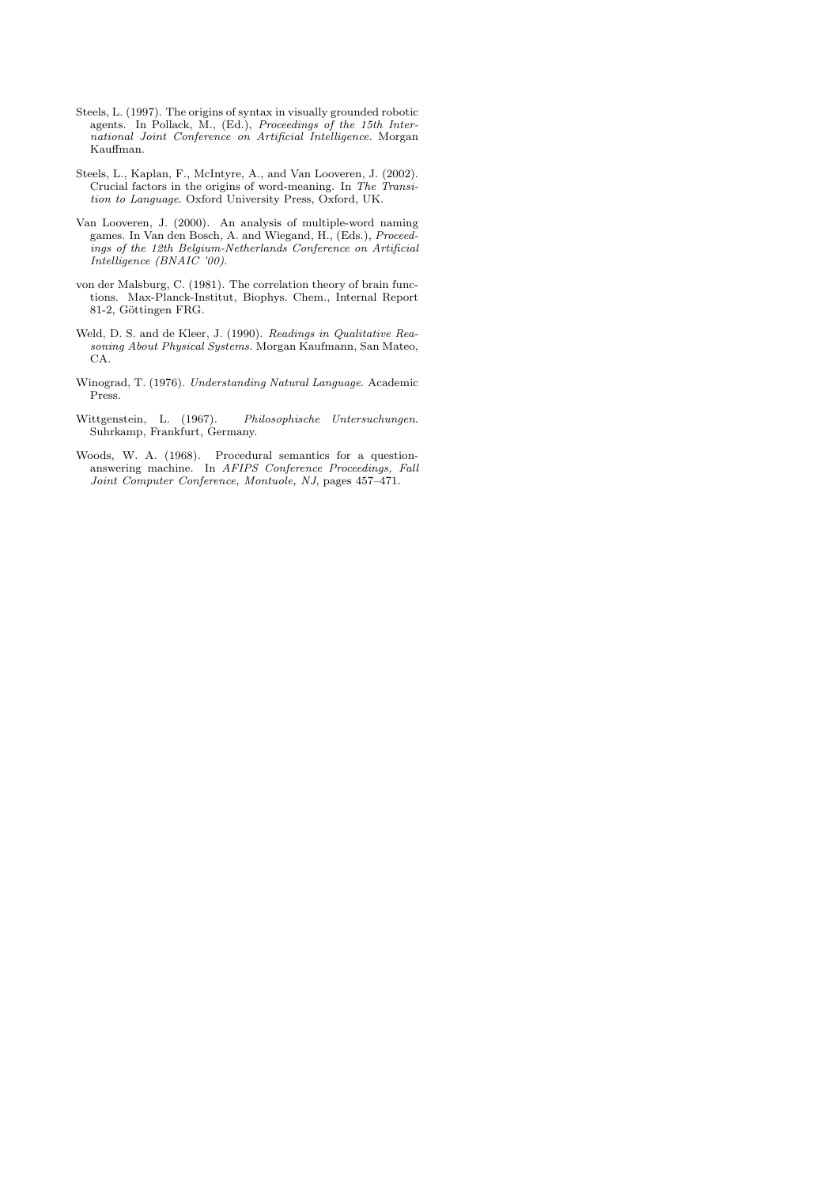Steels, L. (1997). The origins of syntax in visually grounded robotic agents. In Pollack, M., (Ed.), *Proceedings of the 15th International Joint Conference on Artificial Intelligence*. Morgan Kauffman.

Steels, L., Kaplan, F., McIntyre, A., and Van Looveren, J. (2002). Crucial factors in the origins of word-meaning. In *The Transition to Language*. Oxford University Press, Oxford, UK.

Van Looveren, J. (2000). An analysis of multiple-word naming games. In Van den Bosch, A. and Wiegand, H., (Eds.), *Proceedings of the 12th Belgium-Netherlands Conference on Artificial Intelligence (BNAIC '00)*.

von der Malsburg, C. (1981). The correlation theory of brain functions. Max-Planck-Institut, Biophys. Chem., Internal Report 81-2, Göttingen FRG.

Weld, D. S. and de Kleer, J. (1990). *Readings in Qualitative Reasoning About Physical Systems*. Morgan Kaufmann, San Mateo, CA.

Winograd, T. (1976). *Understanding Natural Language*. Academic Press.

Wittgenstein, L. (1967). *Philosophische Untersuchungen*. Suhrkamp, Frankfurt, Germany.

Woods, W. A. (1968). Procedural semantics for a question-answering machine. In *AFIPS Conference Proceedings, Fall Joint Computer Conference, Montuole, NJ*, pages 457–471.